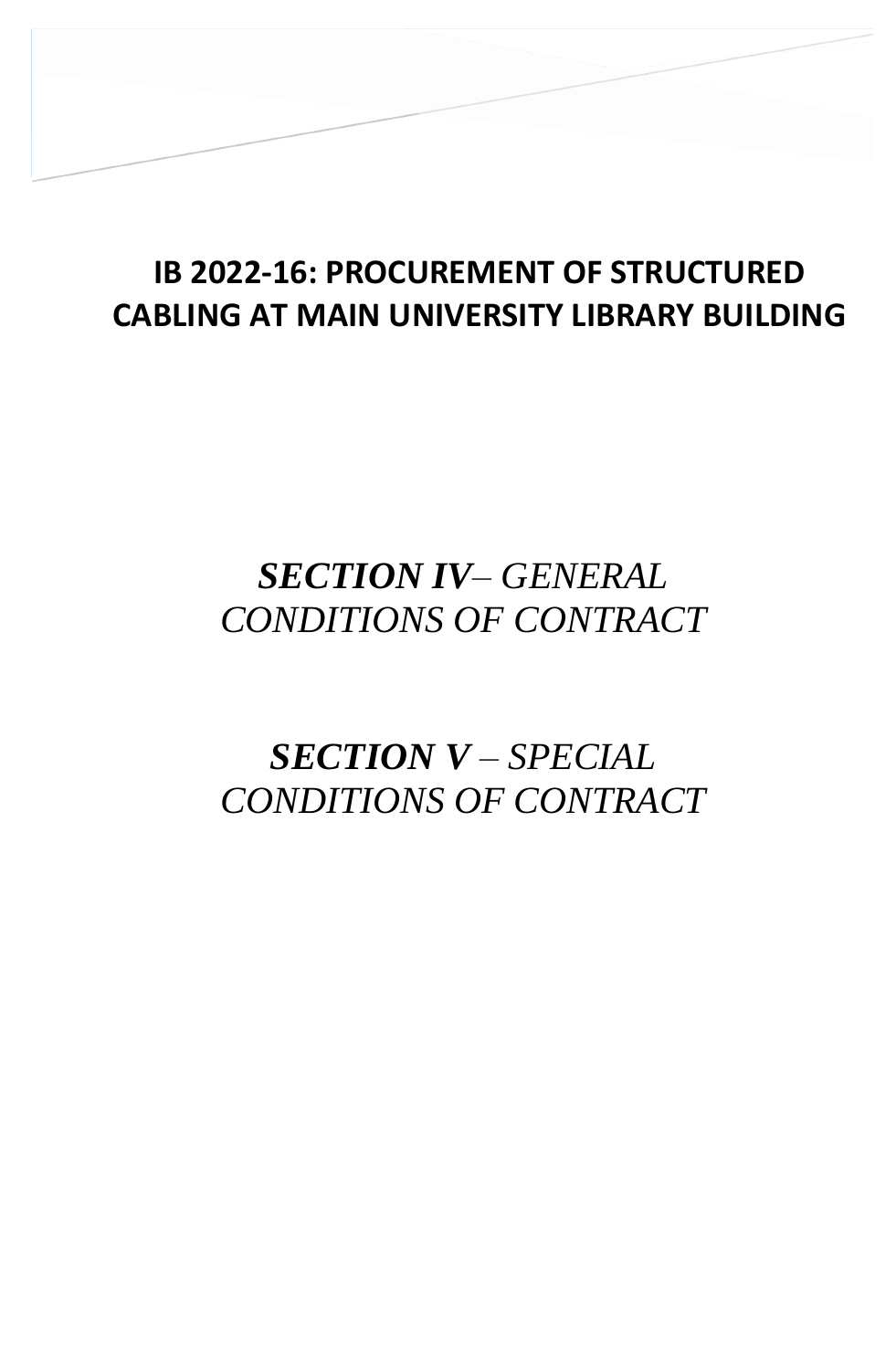# IB 2022-16: PROCUREMENT OF STRUCTURED CABLING AT MAIN UNIVERSITY LIBRARY BUILDING

## ***SECTION IV*** *– GENERAL CONDITIONS OF CONTRACT*

## ***SECTION V*** *– SPECIAL CONDITIONS OF CONTRACT*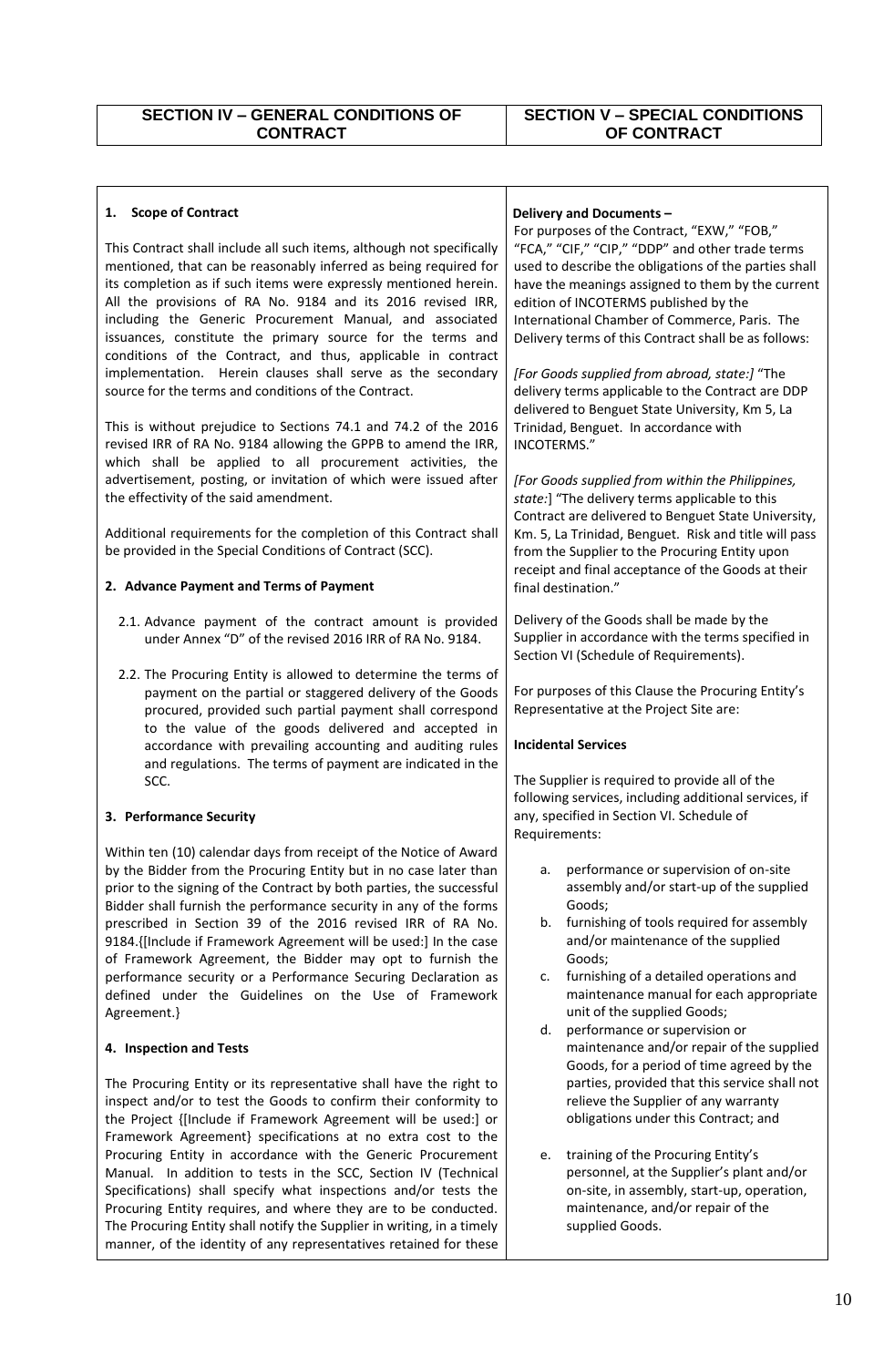| SECTION IV – GENERAL CONDITIONS OF CONTRACT | SECTION V – SPECIAL CONDITIONS OF CONTRACT |
|---|---|

**1. Scope of Contract**

This Contract shall include all such items, although not specifically mentioned, that can be reasonably inferred as being required for its completion as if such items were expressly mentioned herein. All the provisions of RA No. 9184 and its 2016 revised IRR, including the Generic Procurement Manual, and associated issuances, constitute the primary source for the terms and conditions of the Contract, and thus, applicable in contract implementation. Herein clauses shall serve as the secondary source for the terms and conditions of the Contract.

This is without prejudice to Sections 74.1 and 74.2 of the 2016 revised IRR of RA No. 9184 allowing the GPPB to amend the IRR, which shall be applied to all procurement activities, the advertisement, posting, or invitation of which were issued after the effectivity of the said amendment.

Additional requirements for the completion of this Contract shall be provided in the Special Conditions of Contract (SCC).

**2. Advance Payment and Terms of Payment**

2.1. Advance payment of the contract amount is provided under Annex "D" of the revised 2016 IRR of RA No. 9184.

2.2. The Procuring Entity is allowed to determine the terms of payment on the partial or staggered delivery of the Goods procured, provided such partial payment shall correspond to the value of the goods delivered and accepted in accordance with prevailing accounting and auditing rules and regulations. The terms of payment are indicated in the SCC.

**3. Performance Security**

Within ten (10) calendar days from receipt of the Notice of Award by the Bidder from the Procuring Entity but in no case later than prior to the signing of the Contract by both parties, the successful Bidder shall furnish the performance security in any of the forms prescribed in Section 39 of the 2016 revised IRR of RA No. 9184.{[Include if Framework Agreement will be used:] In the case of Framework Agreement, the Bidder may opt to furnish the performance security or a Performance Securing Declaration as defined under the Guidelines on the Use of Framework Agreement.}

**4. Inspection and Tests**

The Procuring Entity or its representative shall have the right to inspect and/or to test the Goods to confirm their conformity to the Project {[Include if Framework Agreement will be used:] or Framework Agreement} specifications at no extra cost to the Procuring Entity in accordance with the Generic Procurement Manual. In addition to tests in the SCC, Section IV (Technical Specifications) shall specify what inspections and/or tests the Procuring Entity requires, and where they are to be conducted. The Procuring Entity shall notify the Supplier in writing, in a timely manner, of the identity of any representatives retained for these

**Delivery and Documents –**

For purposes of the Contract, "EXW," "FOB," "FCA," "CIF," "CIP," "DDP" and other trade terms used to describe the obligations of the parties shall have the meanings assigned to them by the current edition of INCOTERMS published by the International Chamber of Commerce, Paris. The Delivery terms of this Contract shall be as follows:

*[For Goods supplied from abroad, state:]* "The delivery terms applicable to the Contract are DDP delivered to Benguet State University, Km 5, La Trinidad, Benguet. In accordance with INCOTERMS."

*[For Goods supplied from within the Philippines, state:]* "The delivery terms applicable to this Contract are delivered to Benguet State University, Km. 5, La Trinidad, Benguet. Risk and title will pass from the Supplier to the Procuring Entity upon receipt and final acceptance of the Goods at their final destination."

Delivery of the Goods shall be made by the Supplier in accordance with the terms specified in Section VI (Schedule of Requirements).

For purposes of this Clause the Procuring Entity's Representative at the Project Site are:

**Incidental Services**

The Supplier is required to provide all of the following services, including additional services, if any, specified in Section VI. Schedule of Requirements:

a. performance or supervision of on-site assembly and/or start-up of the supplied Goods;
b. furnishing of tools required for assembly and/or maintenance of the supplied Goods;
c. furnishing of a detailed operations and maintenance manual for each appropriate unit of the supplied Goods;
d. performance or supervision or maintenance and/or repair of the supplied Goods, for a period of time agreed by the parties, provided that this service shall not relieve the Supplier of any warranty obligations under this Contract; and
e. training of the Procuring Entity's personnel, at the Supplier's plant and/or on-site, in assembly, start-up, operation, maintenance, and/or repair of the supplied Goods.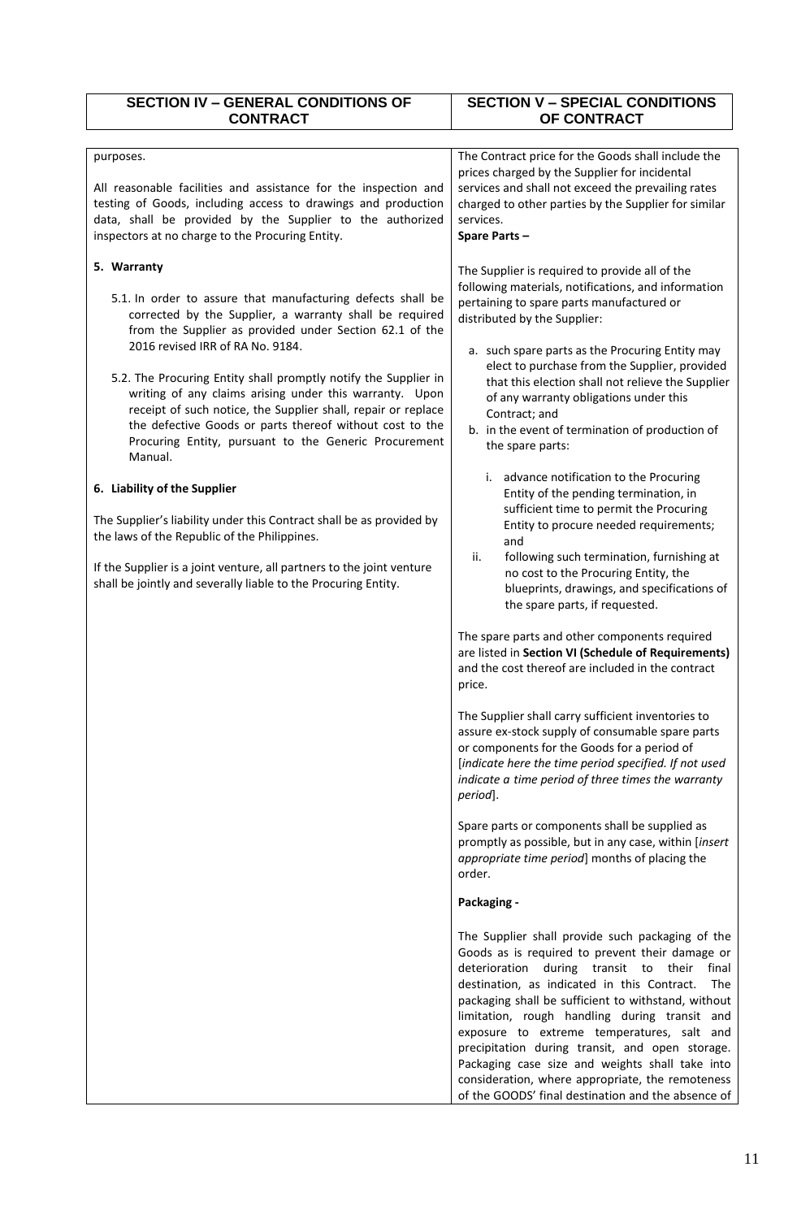| SECTION IV – GENERAL CONDITIONS OF CONTRACT | SECTION V – SPECIAL CONDITIONS OF CONTRACT |
|---|---|
| purposes.<br><br>All reasonable facilities and assistance for the inspection and testing of Goods, including access to drawings and production data, shall be provided by the Supplier to the authorized inspectors at no charge to the Procuring Entity.<br><br>**5. Warranty**<br><br>5.1. In order to assure that manufacturing defects shall be corrected by the Supplier, a warranty shall be required from the Supplier as provided under Section 62.1 of the 2016 revised IRR of RA No. 9184.<br><br>5.2. The Procuring Entity shall promptly notify the Supplier in writing of any claims arising under this warranty. Upon receipt of such notice, the Supplier shall, repair or replace the defective Goods or parts thereof without cost to the Procuring Entity, pursuant to the Generic Procurement Manual.<br><br>**6. Liability of the Supplier**<br><br>The Supplier's liability under this Contract shall be as provided by the laws of the Republic of the Philippines.<br><br>If the Supplier is a joint venture, all partners to the joint venture shall be jointly and severally liable to the Procuring Entity. | The Contract price for the Goods shall include the prices charged by the Supplier for incidental services and shall not exceed the prevailing rates charged to other parties by the Supplier for similar services.<br>**Spare Parts –**<br><br>The Supplier is required to provide all of the following materials, notifications, and information pertaining to spare parts manufactured or distributed by the Supplier:<br><br>a. such spare parts as the Procuring Entity may elect to purchase from the Supplier, provided that this election shall not relieve the Supplier of any warranty obligations under this Contract; and<br>b. in the event of termination of production of the spare parts:<br><br>i. advance notification to the Procuring Entity of the pending termination, in sufficient time to permit the Procuring Entity to procure needed requirements; and<br>ii. following such termination, furnishing at no cost to the Procuring Entity, the blueprints, drawings, and specifications of the spare parts, if requested.<br><br>The spare parts and other components required are listed in **Section VI (Schedule of Requirements)** and the cost thereof are included in the contract price.<br><br>The Supplier shall carry sufficient inventories to assure ex-stock supply of consumable spare parts or components for the Goods for a period of [*indicate here the time period specified. If not used indicate a time period of three times the warranty period*].<br><br>Spare parts or components shall be supplied as promptly as possible, but in any case, within [*insert appropriate time period*] months of placing the order.<br><br>**Packaging -**<br><br>The Supplier shall provide such packaging of the Goods as is required to prevent their damage or deterioration during transit to their final destination, as indicated in this Contract. The packaging shall be sufficient to withstand, without limitation, rough handling during transit and exposure to extreme temperatures, salt and precipitation during transit, and open storage. Packaging case size and weights shall take into consideration, where appropriate, the remoteness of the GOODS' final destination and the absence of |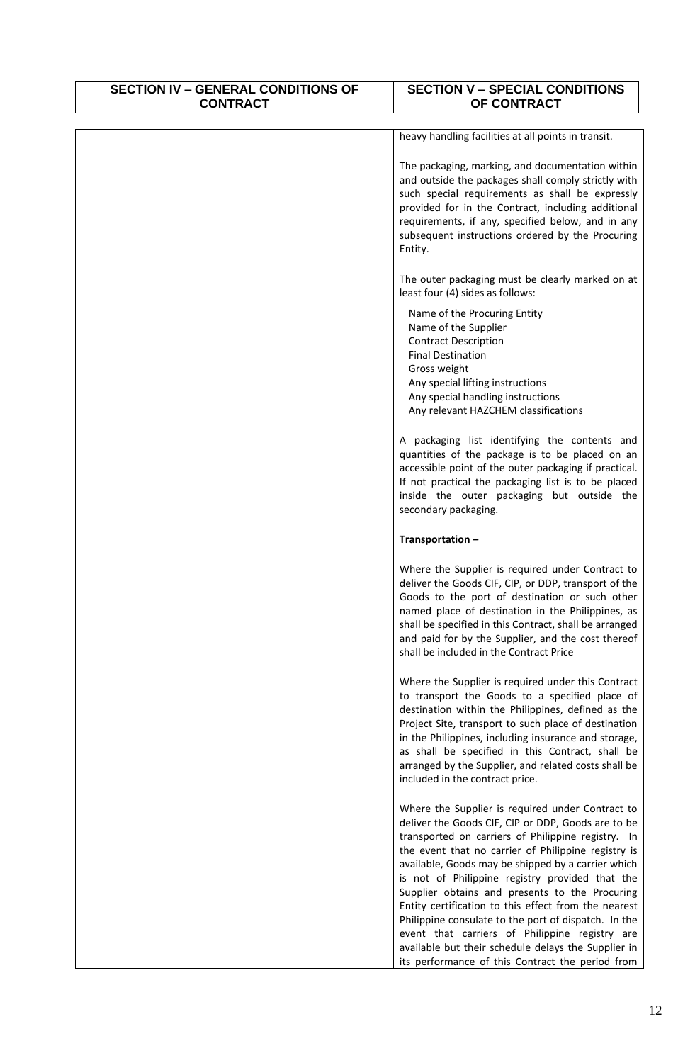| SECTION IV – GENERAL CONDITIONS OF CONTRACT | SECTION V – SPECIAL CONDITIONS OF CONTRACT |
|---|---|
| | heavy handling facilities at all points in transit.<br><br>The packaging, marking, and documentation within and outside the packages shall comply strictly with such special requirements as shall be expressly provided for in the Contract, including additional requirements, if any, specified below, and in any subsequent instructions ordered by the Procuring Entity.<br><br>The outer packaging must be clearly marked on at least four (4) sides as follows:<br><br>Name of the Procuring Entity<br>Name of the Supplier<br>Contract Description<br>Final Destination<br>Gross weight<br>Any special lifting instructions<br>Any special handling instructions<br>Any relevant HAZCHEM classifications<br><br>A packaging list identifying the contents and quantities of the package is to be placed on an accessible point of the outer packaging if practical. If not practical the packaging list is to be placed inside the outer packaging but outside the secondary packaging.<br><br>**Transportation –**<br><br>Where the Supplier is required under Contract to deliver the Goods CIF, CIP, or DDP, transport of the Goods to the port of destination or such other named place of destination in the Philippines, as shall be specified in this Contract, shall be arranged and paid for by the Supplier, and the cost thereof shall be included in the Contract Price<br><br>Where the Supplier is required under this Contract to transport the Goods to a specified place of destination within the Philippines, defined as the Project Site, transport to such place of destination in the Philippines, including insurance and storage, as shall be specified in this Contract, shall be arranged by the Supplier, and related costs shall be included in the contract price.<br><br>Where the Supplier is required under Contract to deliver the Goods CIF, CIP or DDP, Goods are to be transported on carriers of Philippine registry. In the event that no carrier of Philippine registry is available, Goods may be shipped by a carrier which is not of Philippine registry provided that the Supplier obtains and presents to the Procuring Entity certification to this effect from the nearest Philippine consulate to the port of dispatch. In the event that carriers of Philippine registry are available but their schedule delays the Supplier in its performance of this Contract the period from |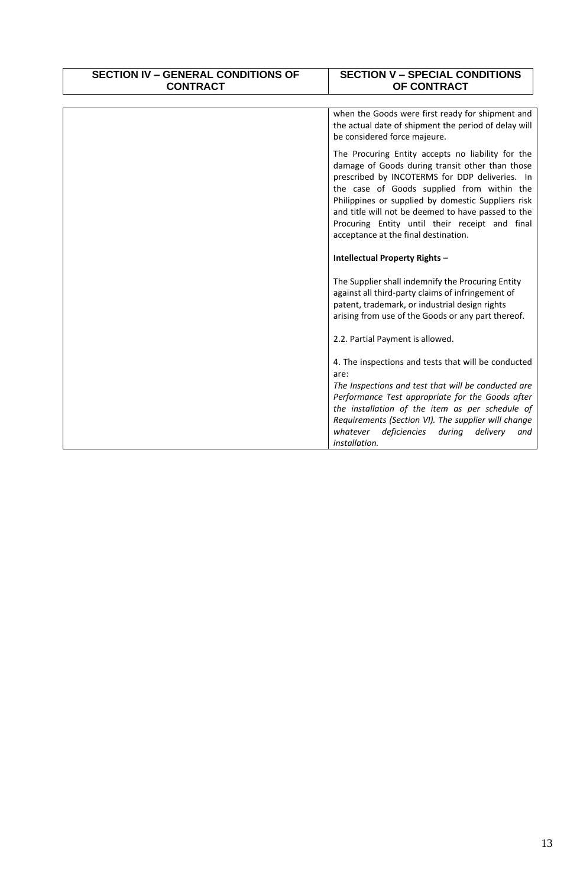| SECTION IV – GENERAL CONDITIONS OF CONTRACT | SECTION V – SPECIAL CONDITIONS OF CONTRACT |
|---|---|
| | when the Goods were first ready for shipment and the actual date of shipment the period of delay will be considered force majeure.<br><br>The Procuring Entity accepts no liability for the damage of Goods during transit other than those prescribed by INCOTERMS for DDP deliveries. In the case of Goods supplied from within the Philippines or supplied by domestic Suppliers risk and title will not be deemed to have passed to the Procuring Entity until their receipt and final acceptance at the final destination.<br><br>**Intellectual Property Rights –**<br><br>The Supplier shall indemnify the Procuring Entity against all third-party claims of infringement of patent, trademark, or industrial design rights arising from use of the Goods or any part thereof.<br><br>2.2. Partial Payment is allowed.<br><br>4. The inspections and tests that will be conducted are:<br>*The Inspections and test that will be conducted are Performance Test appropriate for the Goods after the installation of the item as per schedule of Requirements (Section VI). The supplier will change whatever deficiencies during delivery and installation.* |